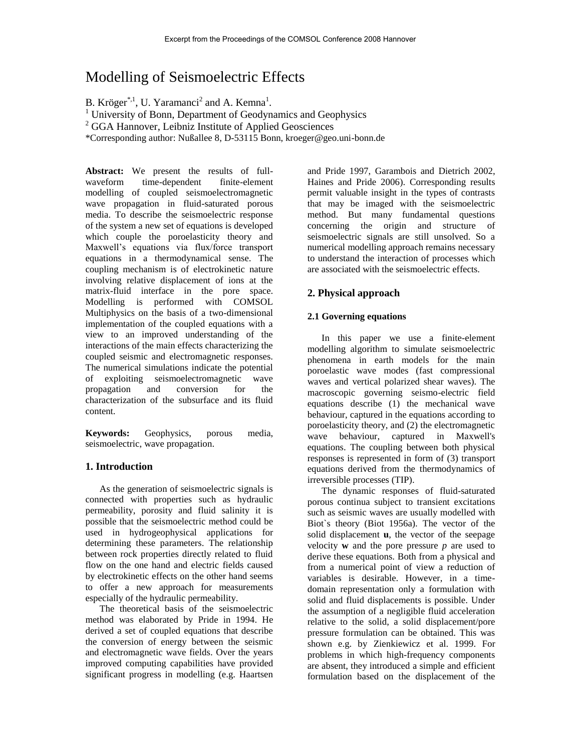# Modelling of Seismoelectric Effects

B. Kröger[*,1], U. Yaramanci[2] and A. Kemna[1].

[1] University of Bonn, Department of Geodynamics and Geophysics

[2] GGA Hannover, Leibniz Institute of Applied Geosciences

*Corresponding author: Nußallee 8, D-53115 Bonn, kroeger@geo.uni-bonn.de

**Abstract:** We present the results of full-waveform time-dependent finite-element modelling of coupled seismoelectromagnetic wave propagation in fluid-saturated porous media. To describe the seismoelectric response of the system a new set of equations is developed which couple the poroelasticity theory and Maxwell's equations via flux/force transport equations in a thermodynamical sense. The coupling mechanism is of electrokinetic nature involving relative displacement of ions at the matrix-fluid interface in the pore space. Modelling is performed with COMSOL Multiphysics on the basis of a two-dimensional implementation of the coupled equations with a view to an improved understanding of the interactions of the main effects characterizing the coupled seismic and electromagnetic responses. The numerical simulations indicate the potential of exploiting seismoelectromagnetic wave propagation and conversion for the characterization of the subsurface and its fluid content.

**Keywords:** Geophysics, porous media, seismoelectric, wave propagation.

## 1. Introduction

As the generation of seismoelectric signals is connected with properties such as hydraulic permeability, porosity and fluid salinity it is possible that the seismoelectric method could be used in hydrogeophysical applications for determining these parameters. The relationship between rock properties directly related to fluid flow on the one hand and electric fields caused by electrokinetic effects on the other hand seems to offer a new approach for measurements especially of the hydraulic permeability.

The theoretical basis of the seismoelectric method was elaborated by Pride in 1994. He derived a set of coupled equations that describe the conversion of energy between the seismic and electromagnetic wave fields. Over the years improved computing capabilities have provided significant progress in modelling (e.g. Haartsen and Pride 1997, Garambois and Dietrich 2002, Haines and Pride 2006). Corresponding results permit valuable insight in the types of contrasts that may be imaged with the seismoelectric method. But many fundamental questions concerning the origin and structure of seismoelectric signals are still unsolved. So a numerical modelling approach remains necessary to understand the interaction of processes which are associated with the seismoelectric effects.

## 2. Physical approach

### 2.1 Governing equations

In this paper we use a finite-element modelling algorithm to simulate seismoelectric phenomena in earth models for the main poroelastic wave modes (fast compressional waves and vertical polarized shear waves). The macroscopic governing seismo-electric field equations describe (1) the mechanical wave behaviour, captured in the equations according to poroelasticity theory, and (2) the electromagnetic wave behaviour, captured in Maxwell's equations. The coupling between both physical responses is represented in form of (3) transport equations derived from the thermodynamics of irreversible processes (TIP).

The dynamic responses of fluid-saturated porous continua subject to transient excitations such as seismic waves are usually modelled with Biot`s theory (Biot 1956a). The vector of the solid displacement **u**, the vector of the seepage velocity **w** and the pore pressure $p$ are used to derive these equations. Both from a physical and from a numerical point of view a reduction of variables is desirable. However, in a time-domain representation only a formulation with solid and fluid displacements is possible. Under the assumption of a negligible fluid acceleration relative to the solid, a solid displacement/pore pressure formulation can be obtained. This was shown e.g. by Zienkiewicz et al. 1999. For problems in which high-frequency components are absent, they introduced a simple and efficient formulation based on the displacement of the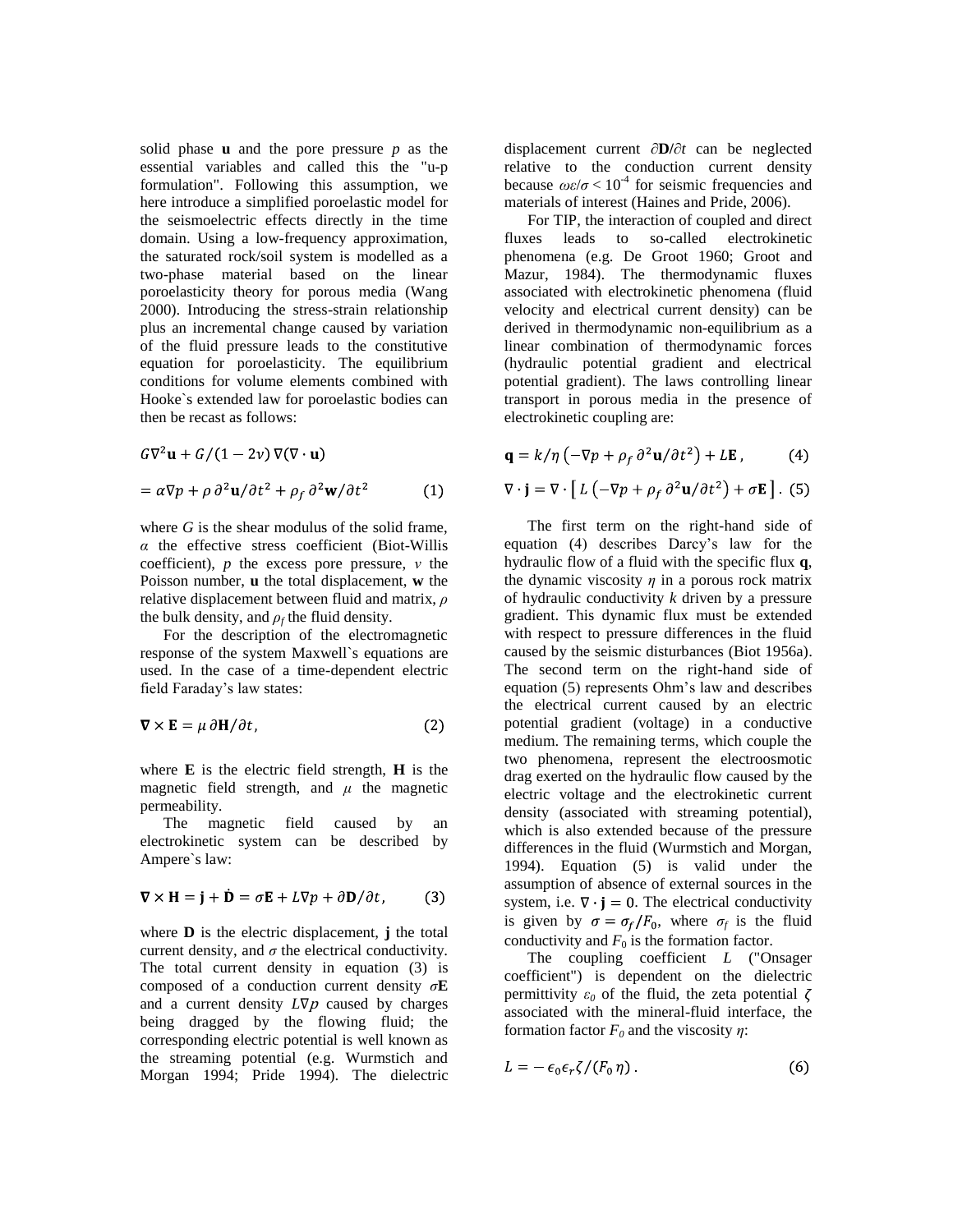solid phase **u** and the pore pressure $p$ as the essential variables and called this the "u-p formulation". Following this assumption, we here introduce a simplified poroelastic model for the seismoelectric effects directly in the time domain. Using a low-frequency approximation, the saturated rock/soil system is modelled as a two-phase material based on the linear poroelasticity theory for porous media (Wang 2000). Introducing the stress-strain relationship plus an incremental change caused by variation of the fluid pressure leads to the constitutive equation for poroelasticity. The equilibrium conditions for volume elements combined with Hooke`s extended law for poroelastic bodies can then be recast as follows:

$$G\nabla^2\mathbf{u} + G/(1-2\nu)\,\nabla(\nabla\cdot\mathbf{u})$$

$$= \alpha\nabla p + \rho\,\partial^2\mathbf{u}/\partial t^2 + \rho_f\,\partial^2\mathbf{w}/\partial t^2 \qquad (1)$$

where $G$ is the shear modulus of the solid frame, $\alpha$ the effective stress coefficient (Biot-Willis coefficient), $p$ the excess pore pressure, $\nu$ the Poisson number, **u** the total displacement, **w** the relative displacement between fluid and matrix, $\rho$ the bulk density, and $\rho_f$ the fluid density.

For the description of the electromagnetic response of the system Maxwell`s equations are used. In the case of a time-dependent electric field Faraday's law states:

$$\boldsymbol{\nabla}\times\mathbf{E} = \mu\,\partial\mathbf{H}/\partial t, \qquad (2)$$

where **E** is the electric field strength, **H** is the magnetic field strength, and $\mu$ the magnetic permeability.

The magnetic field caused by an electrokinetic system can be described by Ampere`s law:

$$\boldsymbol{\nabla}\times\mathbf{H} = \mathbf{j} + \dot{\mathbf{D}} = \sigma\mathbf{E} + L\nabla p + \partial\mathbf{D}/\partial t, \qquad (3)$$

where **D** is the electric displacement, **j** the total current density, and $\sigma$ the electrical conductivity. The total current density in equation (3) is composed of a conduction current density $\sigma\mathbf{E}$ and a current density $L\nabla p$ caused by charges being dragged by the flowing fluid; the corresponding electric potential is well known as the streaming potential (e.g. Wurmstich and Morgan 1994; Pride 1994). The dielectric displacement current $\partial\mathbf{D}/\partial t$ can be neglected relative to the conduction current density because $\omega\varepsilon/\sigma < 10^{-4}$ for seismic frequencies and materials of interest (Haines and Pride, 2006).

For TIP, the interaction of coupled and direct fluxes leads to so-called electrokinetic phenomena (e.g. De Groot 1960; Groot and Mazur, 1984). The thermodynamic fluxes associated with electrokinetic phenomena (fluid velocity and electrical current density) can be derived in thermodynamic non-equilibrium as a linear combination of thermodynamic forces (hydraulic potential gradient and electrical potential gradient). The laws controlling linear transport in porous media in the presence of electrokinetic coupling are:

$$\mathbf{q} = k/\eta\left(-\nabla p + \rho_f\,\partial^2\mathbf{u}/\partial t^2\right) + L\mathbf{E}, \qquad (4)$$

$$\nabla\cdot\mathbf{j} = \nabla\cdot\left[\,L\left(-\nabla p + \rho_f\,\partial^2\mathbf{u}/\partial t^2\right) + \sigma\mathbf{E}\,\right]. \quad (5)$$

The first term on the right-hand side of equation (4) describes Darcy's law for the hydraulic flow of a fluid with the specific flux **q**, the dynamic viscosity $\eta$ in a porous rock matrix of hydraulic conductivity $k$ driven by a pressure gradient. This dynamic flux must be extended with respect to pressure differences in the fluid caused by the seismic disturbances (Biot 1956a). The second term on the right-hand side of equation (5) represents Ohm's law and describes the electrical current caused by an electric potential gradient (voltage) in a conductive medium. The remaining terms, which couple the two phenomena, represent the electroosmotic drag exerted on the hydraulic flow caused by the electric voltage and the electrokinetic current density (associated with streaming potential), which is also extended because of the pressure differences in the fluid (Wurmstich and Morgan, 1994). Equation (5) is valid under the assumption of absence of external sources in the system, i.e. $\nabla\cdot\mathbf{j} = 0$. The electrical conductivity is given by $\sigma = \sigma_f/F_0$, where $\sigma_f$ is the fluid conductivity and $F_0$ is the formation factor.

The coupling coefficient $L$ ("Onsager coefficient") is dependent on the dielectric permittivity $\varepsilon_0$ of the fluid, the zeta potential $\zeta$ associated with the mineral-fluid interface, the formation factor $F_0$ and the viscosity $\eta$:

$$L = -\,\epsilon_0\epsilon_r\zeta/(F_0\,\eta)\,. \qquad (6)$$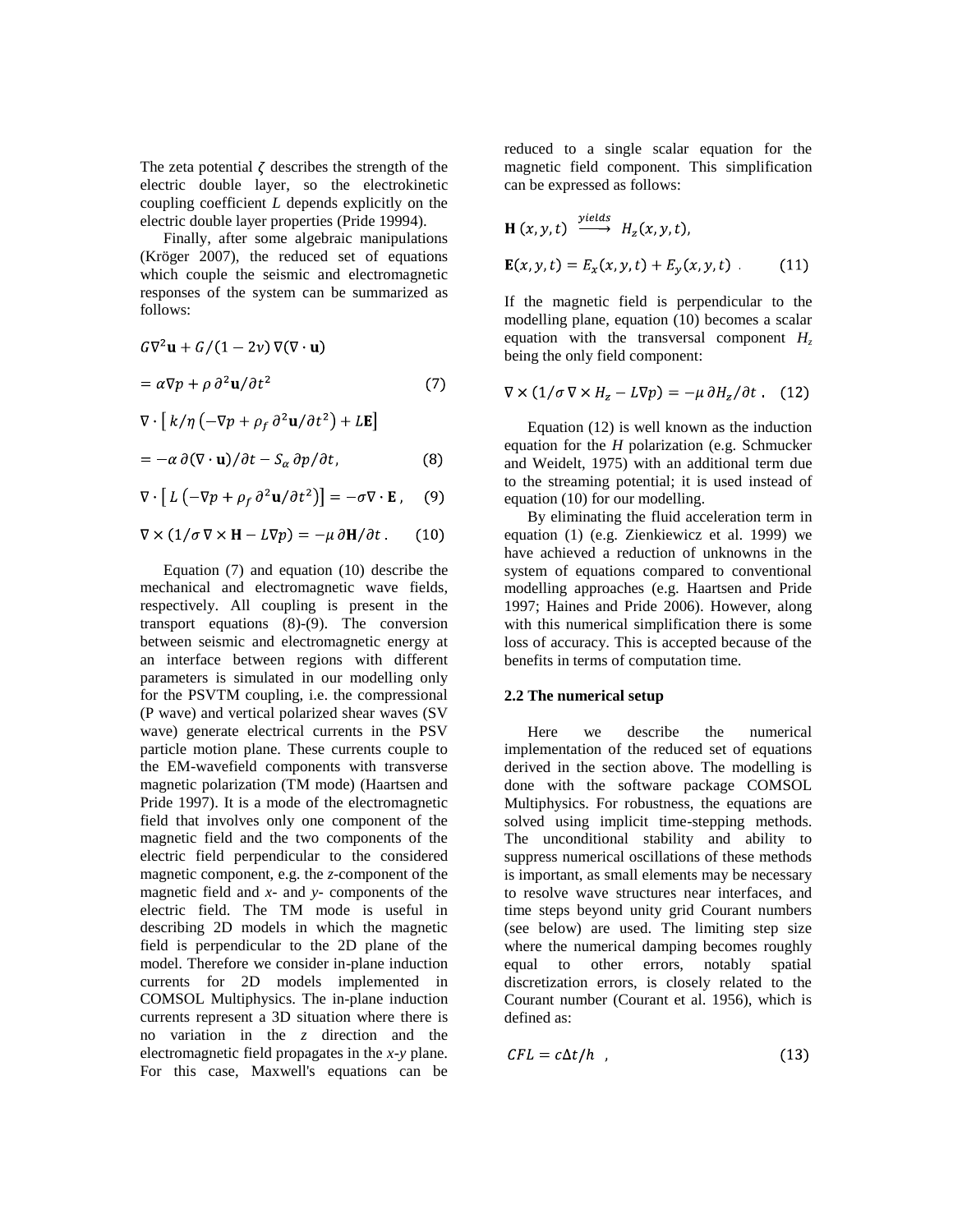The zeta potential $\zeta$ describes the strength of the electric double layer, so the electrokinetic coupling coefficient $L$ depends explicitly on the electric double layer properties (Pride 19994).

Finally, after some algebraic manipulations (Kröger 2007), the reduced set of equations which couple the seismic and electromagnetic responses of the system can be summarized as follows:

$$G\nabla^2\mathbf{u} + G/(1-2\nu)\,\nabla(\nabla\cdot\mathbf{u})$$

$$= \alpha\nabla p + \rho\,\partial^2\mathbf{u}/\partial t^2 \tag{7}$$

$$\nabla\cdot\left[\,k/\eta\left(-\nabla p + \rho_f\,\partial^2\mathbf{u}/\partial t^2\right) + L\mathbf{E}\right]$$

$$= -\alpha\,\partial(\nabla\cdot\mathbf{u})/\partial t - S_\alpha\,\partial p/\partial t, \tag{8}$$

$$\nabla\cdot\left[\,L\left(-\nabla p + \rho_f\,\partial^2\mathbf{u}/\partial t^2\right)\right] = -\sigma\nabla\cdot\mathbf{E}\,, \tag{9}$$

$$\nabla\times(1/\sigma\,\nabla\times\mathbf{H} - L\nabla p) = -\mu\,\partial\mathbf{H}/\partial t\,. \tag{10}$$

Equation (7) and equation (10) describe the mechanical and electromagnetic wave fields, respectively. All coupling is present in the transport equations (8)-(9). The conversion between seismic and electromagnetic energy at an interface between regions with different parameters is simulated in our modelling only for the PSVTM coupling, i.e. the compressional (P wave) and vertical polarized shear waves (SV wave) generate electrical currents in the PSV particle motion plane. These currents couple to the EM-wavefield components with transverse magnetic polarization (TM mode) (Haartsen and Pride 1997). It is a mode of the electromagnetic field that involves only one component of the magnetic field and the two components of the electric field perpendicular to the considered magnetic component, e.g. the *z*-component of the magnetic field and *x*- and *y*- components of the electric field. The TM mode is useful in describing 2D models in which the magnetic field is perpendicular to the 2D plane of the model. Therefore we consider in-plane induction currents for 2D models implemented in COMSOL Multiphysics. The in-plane induction currents represent a 3D situation where there is no variation in the *z* direction and the electromagnetic field propagates in the *x*-*y* plane. For this case, Maxwell's equations can be reduced to a single scalar equation for the magnetic field component. This simplification can be expressed as follows:

$$\mathbf{H}\,(x,y,t)\ \xrightarrow{yields}\ H_z(x,y,t),$$

$$\mathbf{E}(x,y,t) = E_x(x,y,t) + E_y(x,y,t)\ . \tag{11}$$

If the magnetic field is perpendicular to the modelling plane, equation (10) becomes a scalar equation with the transversal component $H_z$ being the only field component:

$$\nabla\times(1/\sigma\,\nabla\times H_z - L\nabla p) = -\mu\,\partial H_z/\partial t\,. \tag{12}$$

Equation (12) is well known as the induction equation for the *H* polarization (e.g. Schmucker and Weidelt, 1975) with an additional term due to the streaming potential; it is used instead of equation (10) for our modelling.

By eliminating the fluid acceleration term in equation (1) (e.g. Zienkiewicz et al. 1999) we have achieved a reduction of unknowns in the system of equations compared to conventional modelling approaches (e.g. Haartsen and Pride 1997; Haines and Pride 2006). However, along with this numerical simplification there is some loss of accuracy. This is accepted because of the benefits in terms of computation time.

### 2.2 The numerical setup

Here we describe the numerical implementation of the reduced set of equations derived in the section above. The modelling is done with the software package COMSOL Multiphysics. For robustness, the equations are solved using implicit time-stepping methods. The unconditional stability and ability to suppress numerical oscillations of these methods is important, as small elements may be necessary to resolve wave structures near interfaces, and time steps beyond unity grid Courant numbers (see below) are used. The limiting step size where the numerical damping becomes roughly equal to other errors, notably spatial discretization errors, is closely related to the Courant number (Courant et al. 1956), which is defined as:

$$CFL = c\Delta t/h\ \ , \tag{13}$$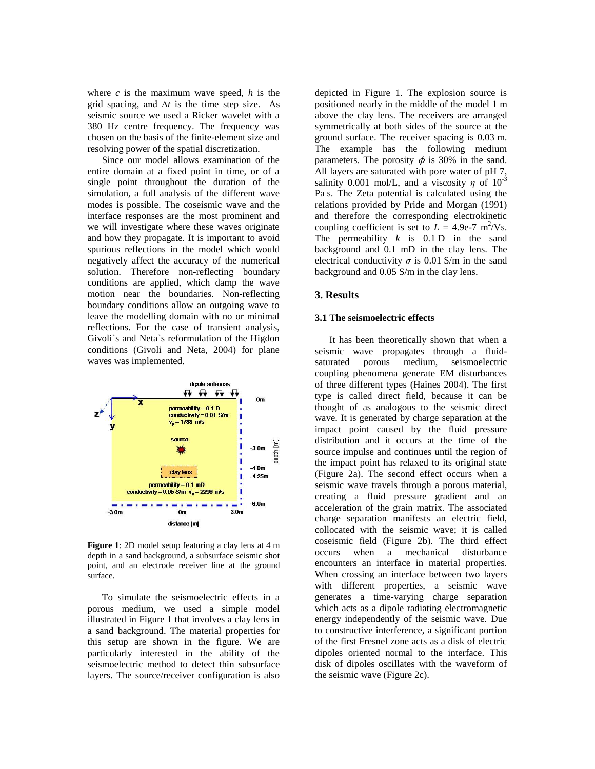where $c$ is the maximum wave speed, $h$ is the grid spacing, and $\Delta t$ is the time step size. As seismic source we used a Ricker wavelet with a 380 Hz centre frequency. The frequency was chosen on the basis of the finite-element size and resolving power of the spatial discretization.

Since our model allows examination of the entire domain at a fixed point in time, or of a single point throughout the duration of the simulation, a full analysis of the different wave modes is possible. The coseismic wave and the interface responses are the most prominent and we will investigate where these waves originate and how they propagate. It is important to avoid spurious reflections in the model which would negatively affect the accuracy of the numerical solution. Therefore non-reflecting boundary conditions are applied, which damp the wave motion near the boundaries. Non-reflecting boundary conditions allow an outgoing wave to leave the modelling domain with no or minimal reflections. For the case of transient analysis, Givoli`s and Neta`s reformulation of the Higdon conditions (Givoli and Neta, 2004) for plane waves was implemented.

**Figure 1**: 2D model setup featuring a clay lens at 4 m depth in a sand background, a subsurface seismic shot point, and an electrode receiver line at the ground surface.

To simulate the seismoelectric effects in a porous medium, we used a simple model illustrated in Figure 1 that involves a clay lens in a sand background. The material properties for this setup are shown in the figure. We are particularly interested in the ability of the seismoelectric method to detect thin subsurface layers. The source/receiver configuration is also depicted in Figure 1. The explosion source is positioned nearly in the middle of the model 1 m above the clay lens. The receivers are arranged symmetrically at both sides of the source at the ground surface. The receiver spacing is 0.03 m. The example has the following medium parameters. The porosity $\phi$ is 30% in the sand. All layers are saturated with pore water of pH 7, salinity 0.001 mol/L, and a viscosity $\eta$ of $10^{-3}$ Pa s. The Zeta potential is calculated using the relations provided by Pride and Morgan (1991) and therefore the corresponding electrokinetic coupling coefficient is set to $L$ = 4.9e-7 $m^2$/Vs. The permeability $k$ is 0.1 D in the sand background and 0.1 mD in the clay lens. The electrical conductivity $\sigma$ is 0.01 S/m in the sand background and 0.05 S/m in the clay lens.

## 3. Results

### 3.1 The seismoelectric effects

It has been theoretically shown that when a seismic wave propagates through a fluid-saturated porous medium, seismoelectric coupling phenomena generate EM disturbances of three different types (Haines 2004). The first type is called direct field, because it can be thought of as analogous to the seismic direct wave. It is generated by charge separation at the impact point caused by the fluid pressure distribution and it occurs at the time of the source impulse and continues until the region of the impact point has relaxed to its original state (Figure 2a). The second effect occurs when a seismic wave travels through a porous material, creating a fluid pressure gradient and an acceleration of the grain matrix. The associated charge separation manifests an electric field, collocated with the seismic wave; it is called coseismic field (Figure 2b). The third effect occurs when a mechanical disturbance encounters an interface in material properties. When crossing an interface between two layers with different properties, a seismic wave generates a time-varying charge separation which acts as a dipole radiating electromagnetic energy independently of the seismic wave. Due to constructive interference, a significant portion of the first Fresnel zone acts as a disk of electric dipoles oriented normal to the interface. This disk of dipoles oscillates with the waveform of the seismic wave (Figure 2c).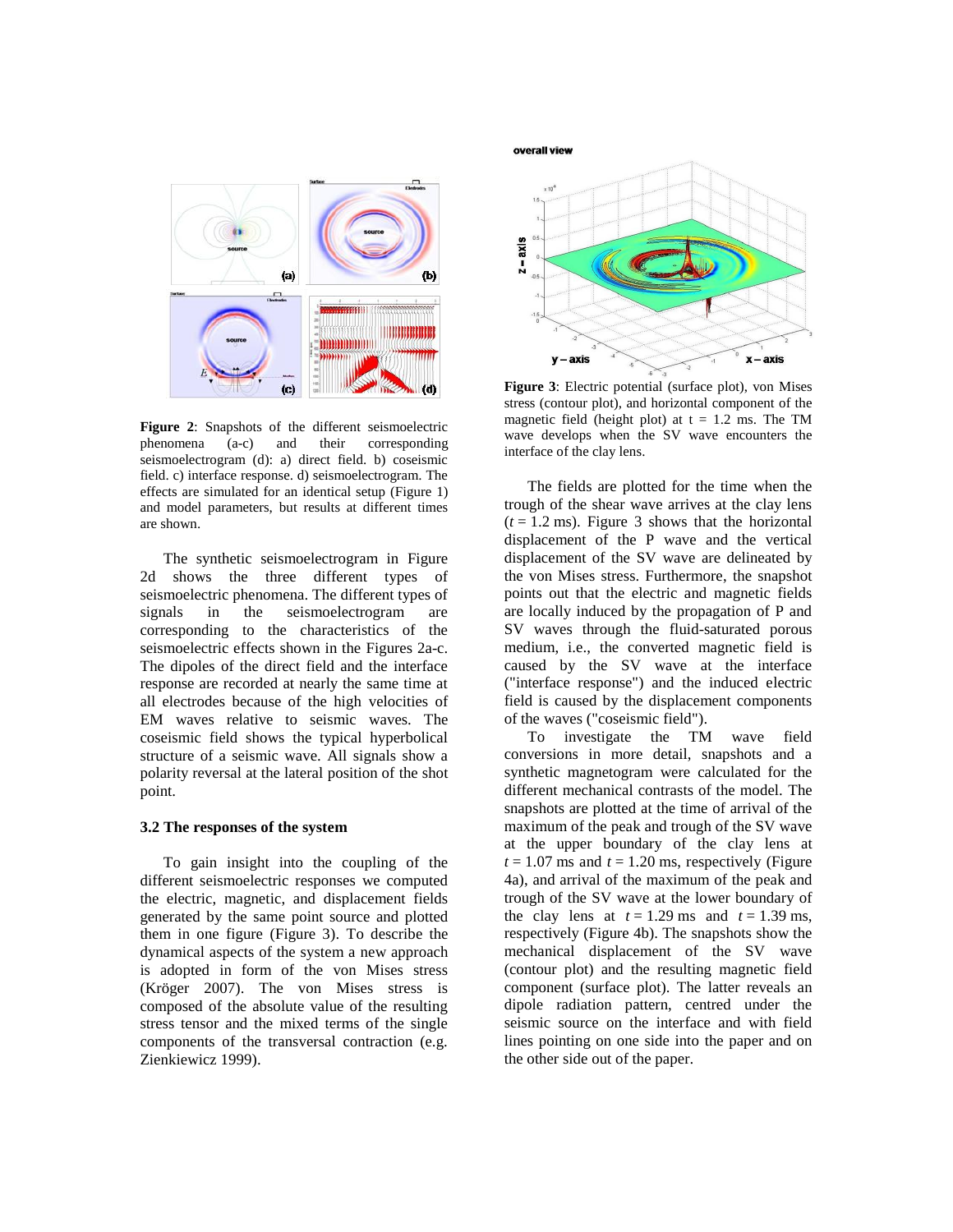Figure 2: Snapshots of the different seismoelectric phenomena (a-c) and their corresponding seismoelectrogram (d): a) direct field. b) coseismic field. c) interface response. d) seismoelectrogram. The effects are simulated for an identical setup (Figure 1) and model parameters, but results at different times are shown.

The synthetic seismoelectrogram in Figure 2d shows the three different types of seismoelectric phenomena. The different types of signals in the seismoelectrogram are corresponding to the characteristics of the seismoelectric effects shown in the Figures 2a-c. The dipoles of the direct field and the interface response are recorded at nearly the same time at all electrodes because of the high velocities of EM waves relative to seismic waves. The coseismic field shows the typical hyperbolical structure of a seismic wave. All signals show a polarity reversal at the lateral position of the shot point.

### 3.2 The responses of the system

To gain insight into the coupling of the different seismoelectric responses we computed the electric, magnetic, and displacement fields generated by the same point source and plotted them in one figure (Figure 3). To describe the dynamical aspects of the system a new approach is adopted in form of the von Mises stress (Kröger 2007). The von Mises stress is composed of the absolute value of the resulting stress tensor and the mixed terms of the single components of the transversal contraction (e.g. Zienkiewicz 1999).

Figure 3: Electric potential (surface plot), von Mises stress (contour plot), and horizontal component of the magnetic field (height plot) at t = 1.2 ms. The TM wave develops when the SV wave encounters the interface of the clay lens.

The fields are plotted for the time when the trough of the shear wave arrives at the clay lens ($t$ = 1.2 ms). Figure 3 shows that the horizontal displacement of the P wave and the vertical displacement of the SV wave are delineated by the von Mises stress. Furthermore, the snapshot points out that the electric and magnetic fields are locally induced by the propagation of P and SV waves through the fluid-saturated porous medium, i.e., the converted magnetic field is caused by the SV wave at the interface ("interface response") and the induced electric field is caused by the displacement components of the waves ("coseismic field").

To investigate the TM wave field conversions in more detail, snapshots and a synthetic magnetogram were calculated for the different mechanical contrasts of the model. The snapshots are plotted at the time of arrival of the maximum of the peak and trough of the SV wave at the upper boundary of the clay lens at $t$ = 1.07 ms and $t$ = 1.20 ms, respectively (Figure 4a), and arrival of the maximum of the peak and trough of the SV wave at the lower boundary of the clay lens at $t$ = 1.29 ms and $t$ = 1.39 ms, respectively (Figure 4b). The snapshots show the mechanical displacement of the SV wave (contour plot) and the resulting magnetic field component (surface plot). The latter reveals an dipole radiation pattern, centred under the seismic source on the interface and with field lines pointing on one side into the paper and on the other side out of the paper.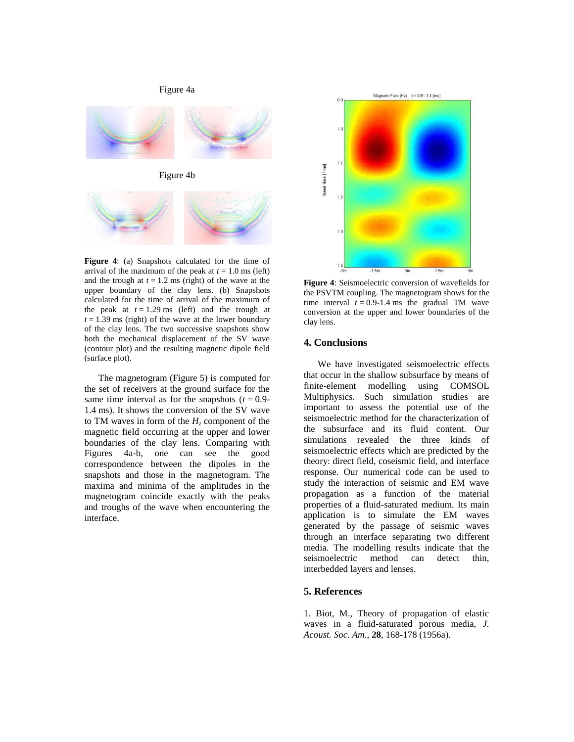Figure 4a

Figure 4b

**Figure 4**: (a) Snapshots calculated for the time of arrival of the maximum of the peak at $t = 1.0$ ms (left) and the trough at $t = 1.2$ ms (right) of the wave at the upper boundary of the clay lens. (b) Snapshots calculated for the time of arrival of the maximum of the peak at $t = 1.29$ ms (left) and the trough at $t = 1.39$ ms (right) of the wave at the lower boundary of the clay lens. The two successive snapshots show both the mechanical displacement of the SV wave (contour plot) and the resulting magnetic dipole field (surface plot).

The magnetogram (Figure 5) is computed for the set of receivers at the ground surface for the same time interval as for the snapshots ($t = 0.9$-$1.4$ ms). It shows the conversion of the SV wave to TM waves in form of the $H_z$ component of the magnetic field occurring at the upper and lower boundaries of the clay lens. Comparing with Figures 4a-b, one can see the good correspondence between the dipoles in the snapshots and those in the magnetogram. The maxima and minima of the amplitudes in the magnetogram coincide exactly with the peaks and troughs of the wave when encountering the interface.

**Figure 4**: Seismoelectric conversion of wavefields for the PSVTM coupling. The magnetogram shows for the time interval $t = 0.9$-$1.4$ ms the gradual TM wave conversion at the upper and lower boundaries of the clay lens.

## 4. Conclusions

We have investigated seismoelectric effects that occur in the shallow subsurface by means of finite-element modelling using COMSOL Multiphysics. Such simulation studies are important to assess the potential use of the seismoelectric method for the characterization of the subsurface and its fluid content. Our simulations revealed the three kinds of seismoelectric effects which are predicted by the theory: direct field, coseismic field, and interface response. Our numerical code can be used to study the interaction of seismic and EM wave propagation as a function of the material properties of a fluid-saturated medium. Its main application is to simulate the EM waves generated by the passage of seismic waves through an interface separating two different media. The modelling results indicate that the seismoelectric method can detect thin, interbedded layers and lenses.

## 5. References

1. Biot, M., Theory of propagation of elastic waves in a fluid-saturated porous media, *J. Acoust. Soc. Am.*, **28**, 168-178 (1956a).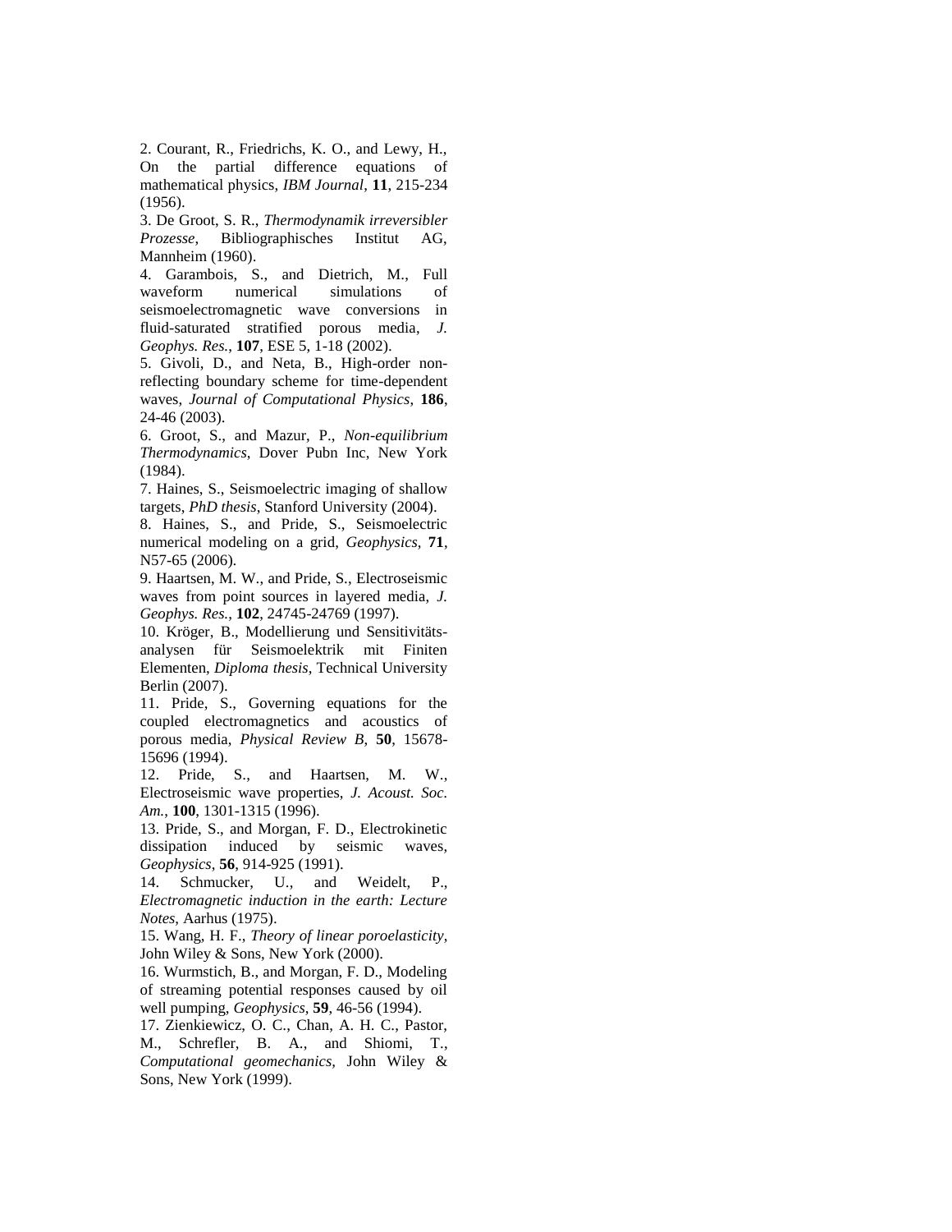2. Courant, R., Friedrichs, K. O., and Lewy, H., On the partial difference equations of mathematical physics, *IBM Journal*, **11**, 215-234 (1956).

3. De Groot, S. R., *Thermodynamik irreversibler Prozesse*, Bibliographisches Institut AG, Mannheim (1960).

4. Garambois, S., and Dietrich, M., Full waveform numerical simulations of seismoelectromagnetic wave conversions in fluid-saturated stratified porous media, *J. Geophys. Res.*, **107**, ESE 5, 1-18 (2002).

5. Givoli, D., and Neta, B., High-order non-reflecting boundary scheme for time-dependent waves, *Journal of Computational Physics*, **186**, 24-46 (2003).

6. Groot, S., and Mazur, P., *Non-equilibrium Thermodynamics*, Dover Pubn Inc, New York (1984).

7. Haines, S., Seismoelectric imaging of shallow targets, *PhD thesis*, Stanford University (2004).

8. Haines, S., and Pride, S., Seismoelectric numerical modeling on a grid, *Geophysics*, **71**, N57-65 (2006).

9. Haartsen, M. W., and Pride, S., Electroseismic waves from point sources in layered media, *J. Geophys. Res.*, **102**, 24745-24769 (1997).

10. Kröger, B., Modellierung und Sensitivitätsanalysen für Seismoelektrik mit Finiten Elementen, *Diploma thesis*, Technical University Berlin (2007).

11. Pride, S., Governing equations for the coupled electromagnetics and acoustics of porous media, *Physical Review B*, **50**, 15678-15696 (1994).

12. Pride, S., and Haartsen, M. W., Electroseismic wave properties, *J. Acoust. Soc. Am.*, **100**, 1301-1315 (1996).

13. Pride, S., and Morgan, F. D., Electrokinetic dissipation induced by seismic waves, *Geophysics*, **56**, 914-925 (1991).

14. Schmucker, U., and Weidelt, P., *Electromagnetic induction in the earth: Lecture Notes*, Aarhus (1975).

15. Wang, H. F., *Theory of linear poroelasticity*, John Wiley & Sons, New York (2000).

16. Wurmstich, B., and Morgan, F. D., Modeling of streaming potential responses caused by oil well pumping, *Geophysics*, **59**, 46-56 (1994).

17. Zienkiewicz, O. C., Chan, A. H. C., Pastor, M., Schrefler, B. A., and Shiomi, T., *Computational geomechanics*, John Wiley & Sons, New York (1999).